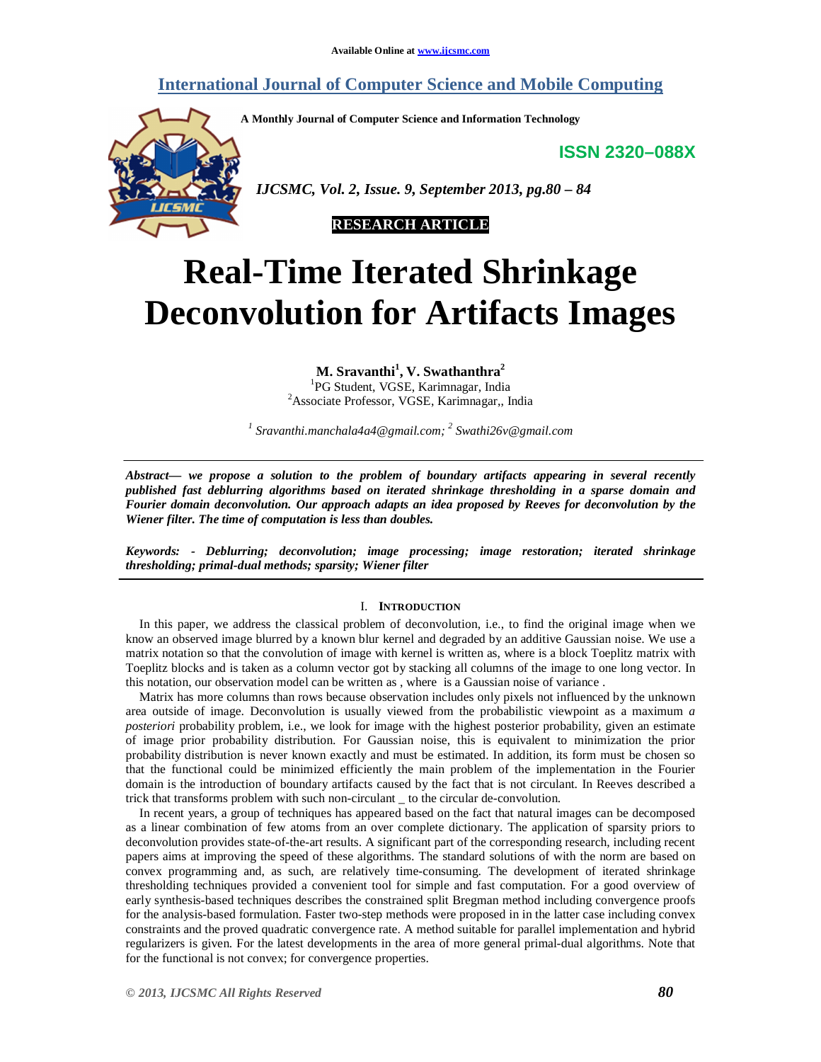Available Online at www.ijcsmc.com

# International Journal of Computer Science and Mobile Computing

A Monthly Journal of Computer Science and Information Technology

ISSN 2320–088X

*IJCSMC, Vol. 2, Issue. 9, September 2013, pg.80 – 84*

**RESEARCH ARTICLE**

# Real-Time Iterated Shrinkage Deconvolution for Artifacts Images

**M. Sravanthi[1], V. Swathanthra[2]**

[1]PG Student, VGSE, Karimnagar, India
[2]Associate Professor, VGSE, Karimnagar,, India

*[1] Sravanthi.manchala4a4@gmail.com; [2] Swathi26v@gmail.com*

***Abstract— we propose a solution to the problem of boundary artifacts appearing in several recently published fast deblurring algorithms based on iterated shrinkage thresholding in a sparse domain and Fourier domain deconvolution. Our approach adapts an idea proposed by Reeves for deconvolution by the Wiener filter. The time of computation is less than doubles.***

***Keywords: - Deblurring; deconvolution; image processing; image restoration; iterated shrinkage thresholding; primal-dual methods; sparsity; Wiener filter***

## I. Introduction

In this paper, we address the classical problem of deconvolution, i.e., to find the original image when we know an observed image blurred by a known blur kernel and degraded by an additive Gaussian noise. We use a matrix notation so that the convolution of image with kernel is written as, where is a block Toeplitz matrix with Toeplitz blocks and is taken as a column vector got by stacking all columns of the image to one long vector. In this notation, our observation model can be written as , where is a Gaussian noise of variance .

Matrix has more columns than rows because observation includes only pixels not influenced by the unknown area outside of image. Deconvolution is usually viewed from the probabilistic viewpoint as a maximum *a posteriori* probability problem, i.e., we look for image with the highest posterior probability, given an estimate of image prior probability distribution. For Gaussian noise, this is equivalent to minimization the prior probability distribution is never known exactly and must be estimated. In addition, its form must be chosen so that the functional could be minimized efficiently the main problem of the implementation in the Fourier domain is the introduction of boundary artifacts caused by the fact that is not circulant. In Reeves described a trick that transforms problem with such non-circulant _ to the circular de-convolution.

In recent years, a group of techniques has appeared based on the fact that natural images can be decomposed as a linear combination of few atoms from an over complete dictionary. The application of sparsity priors to deconvolution provides state-of-the-art results. A significant part of the corresponding research, including recent papers aims at improving the speed of these algorithms. The standard solutions of with the norm are based on convex programming and, as such, are relatively time-consuming. The development of iterated shrinkage thresholding techniques provided a convenient tool for simple and fast computation. For a good overview of early synthesis-based techniques describes the constrained split Bregman method including convergence proofs for the analysis-based formulation. Faster two-step methods were proposed in in the latter case including convex constraints and the proved quadratic convergence rate. A method suitable for parallel implementation and hybrid regularizers is given. For the latest developments in the area of more general primal-dual algorithms. Note that for the functional is not convex; for convergence properties.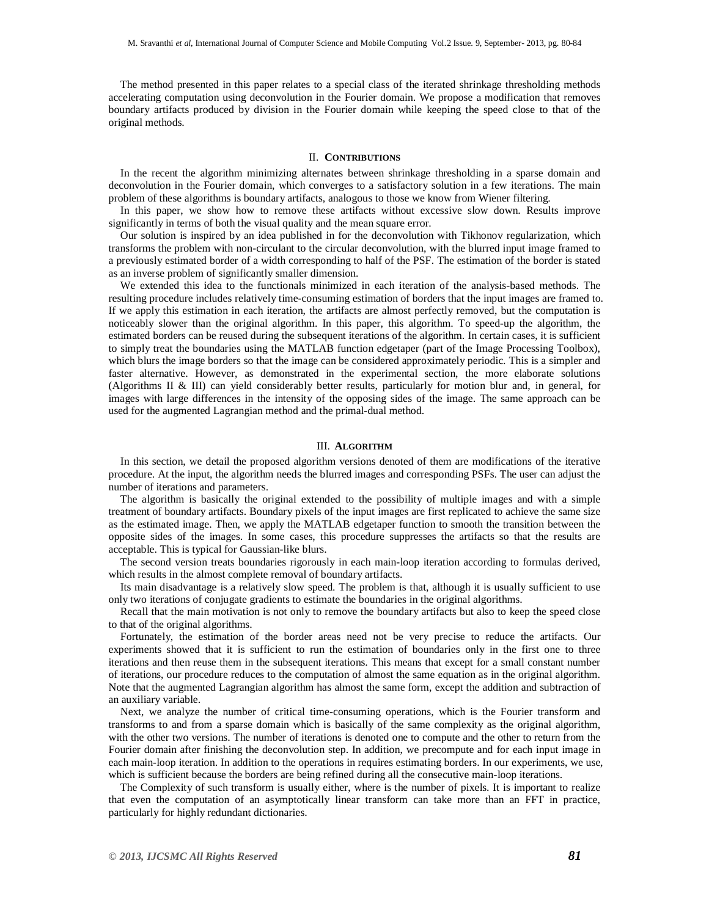The method presented in this paper relates to a special class of the iterated shrinkage thresholding methods accelerating computation using deconvolution in the Fourier domain. We propose a modification that removes boundary artifacts produced by division in the Fourier domain while keeping the speed close to that of the original methods.

## II. CONTRIBUTIONS

In the recent the algorithm minimizing alternates between shrinkage thresholding in a sparse domain and deconvolution in the Fourier domain, which converges to a satisfactory solution in a few iterations. The main problem of these algorithms is boundary artifacts, analogous to those we know from Wiener filtering.

In this paper, we show how to remove these artifacts without excessive slow down. Results improve significantly in terms of both the visual quality and the mean square error.

Our solution is inspired by an idea published in for the deconvolution with Tikhonov regularization, which transforms the problem with non-circulant to the circular deconvolution, with the blurred input image framed to a previously estimated border of a width corresponding to half of the PSF. The estimation of the border is stated as an inverse problem of significantly smaller dimension.

We extended this idea to the functionals minimized in each iteration of the analysis-based methods. The resulting procedure includes relatively time-consuming estimation of borders that the input images are framed to. If we apply this estimation in each iteration, the artifacts are almost perfectly removed, but the computation is noticeably slower than the original algorithm. In this paper, this algorithm. To speed-up the algorithm, the estimated borders can be reused during the subsequent iterations of the algorithm. In certain cases, it is sufficient to simply treat the boundaries using the MATLAB function edgetaper (part of the Image Processing Toolbox), which blurs the image borders so that the image can be considered approximately periodic. This is a simpler and faster alternative. However, as demonstrated in the experimental section, the more elaborate solutions (Algorithms II & III) can yield considerably better results, particularly for motion blur and, in general, for images with large differences in the intensity of the opposing sides of the image. The same approach can be used for the augmented Lagrangian method and the primal-dual method.

## III. ALGORITHM

In this section, we detail the proposed algorithm versions denoted of them are modifications of the iterative procedure. At the input, the algorithm needs the blurred images and corresponding PSFs. The user can adjust the number of iterations and parameters.

The algorithm is basically the original extended to the possibility of multiple images and with a simple treatment of boundary artifacts. Boundary pixels of the input images are first replicated to achieve the same size as the estimated image. Then, we apply the MATLAB edgetaper function to smooth the transition between the opposite sides of the images. In some cases, this procedure suppresses the artifacts so that the results are acceptable. This is typical for Gaussian-like blurs.

The second version treats boundaries rigorously in each main-loop iteration according to formulas derived, which results in the almost complete removal of boundary artifacts.

Its main disadvantage is a relatively slow speed. The problem is that, although it is usually sufficient to use only two iterations of conjugate gradients to estimate the boundaries in the original algorithms.

Recall that the main motivation is not only to remove the boundary artifacts but also to keep the speed close to that of the original algorithms.

Fortunately, the estimation of the border areas need not be very precise to reduce the artifacts. Our experiments showed that it is sufficient to run the estimation of boundaries only in the first one to three iterations and then reuse them in the subsequent iterations. This means that except for a small constant number of iterations, our procedure reduces to the computation of almost the same equation as in the original algorithm. Note that the augmented Lagrangian algorithm has almost the same form, except the addition and subtraction of an auxiliary variable.

Next, we analyze the number of critical time-consuming operations, which is the Fourier transform and transforms to and from a sparse domain which is basically of the same complexity as the original algorithm, with the other two versions. The number of iterations is denoted one to compute and the other to return from the Fourier domain after finishing the deconvolution step. In addition, we precompute and for each input image in each main-loop iteration. In addition to the operations in requires estimating borders. In our experiments, we use, which is sufficient because the borders are being refined during all the consecutive main-loop iterations.

The Complexity of such transform is usually either, where is the number of pixels. It is important to realize that even the computation of an asymptotically linear transform can take more than an FFT in practice, particularly for highly redundant dictionaries.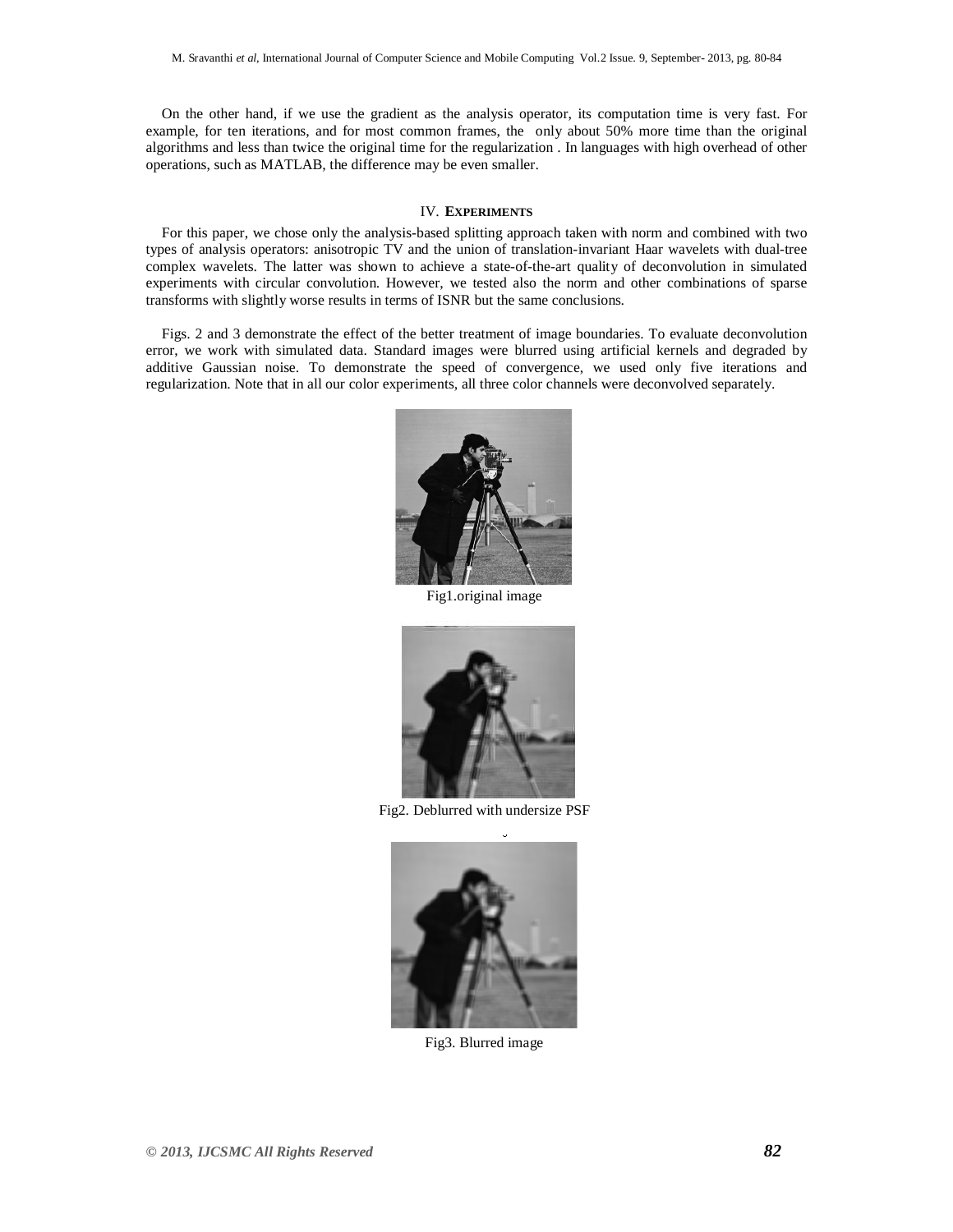On the other hand, if we use the gradient as the analysis operator, its computation time is very fast. For example, for ten iterations, and for most common frames, the only about 50% more time than the original algorithms and less than twice the original time for the regularization . In languages with high overhead of other operations, such as MATLAB, the difference may be even smaller.

## IV. EXPERIMENTS

For this paper, we chose only the analysis-based splitting approach taken with norm and combined with two types of analysis operators: anisotropic TV and the union of translation-invariant Haar wavelets with dual-tree complex wavelets. The latter was shown to achieve a state-of-the-art quality of deconvolution in simulated experiments with circular convolution. However, we tested also the norm and other combinations of sparse transforms with slightly worse results in terms of ISNR but the same conclusions.

Figs. 2 and 3 demonstrate the effect of the better treatment of image boundaries. To evaluate deconvolution error, we work with simulated data. Standard images were blurred using artificial kernels and degraded by additive Gaussian noise. To demonstrate the speed of convergence, we used only five iterations and regularization. Note that in all our color experiments, all three color channels were deconvolved separately.

Fig1.original image

Fig2. Deblurred with undersize PSF

Fig3. Blurred image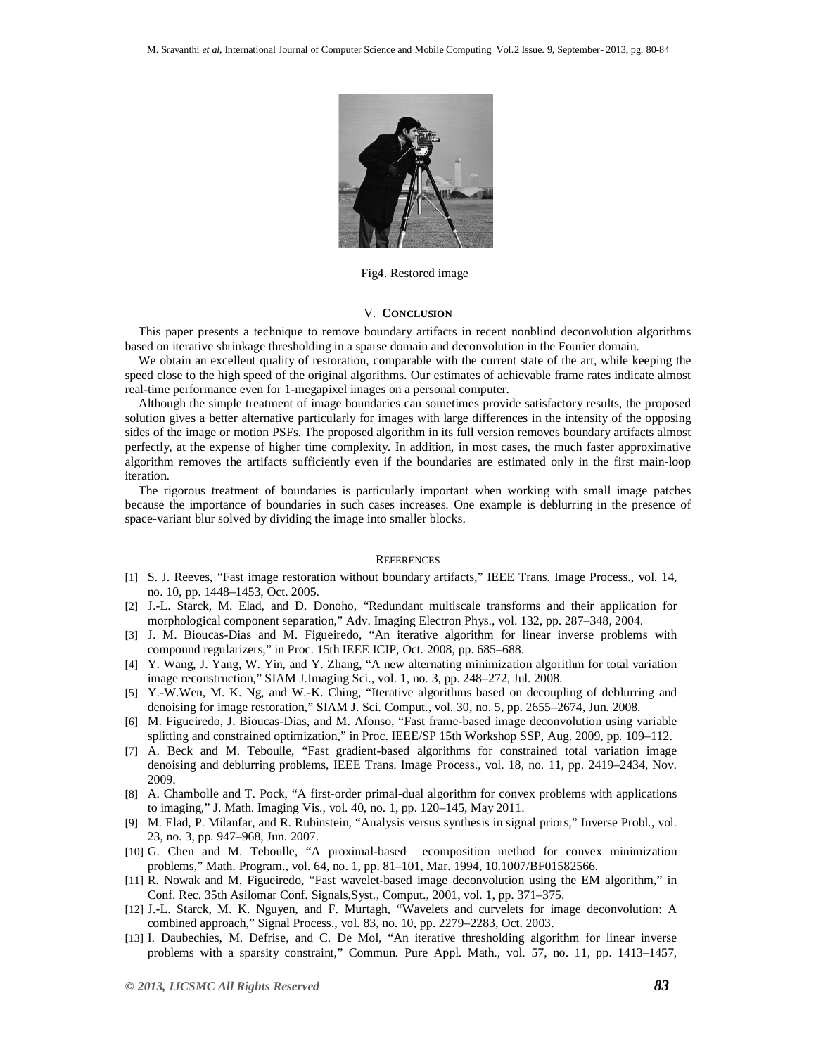Fig4. Restored image

## V. CONCLUSION

This paper presents a technique to remove boundary artifacts in recent nonblind deconvolution algorithms based on iterative shrinkage thresholding in a sparse domain and deconvolution in the Fourier domain.

We obtain an excellent quality of restoration, comparable with the current state of the art, while keeping the speed close to the high speed of the original algorithms. Our estimates of achievable frame rates indicate almost real-time performance even for 1-megapixel images on a personal computer.

Although the simple treatment of image boundaries can sometimes provide satisfactory results, the proposed solution gives a better alternative particularly for images with large differences in the intensity of the opposing sides of the image or motion PSFs. The proposed algorithm in its full version removes boundary artifacts almost perfectly, at the expense of higher time complexity. In addition, in most cases, the much faster approximative algorithm removes the artifacts sufficiently even if the boundaries are estimated only in the first main-loop iteration.

The rigorous treatment of boundaries is particularly important when working with small image patches because the importance of boundaries in such cases increases. One example is deblurring in the presence of space-variant blur solved by dividing the image into smaller blocks.

## REFERENCES

[1] S. J. Reeves, "Fast image restoration without boundary artifacts," IEEE Trans. Image Process., vol. 14, no. 10, pp. 1448–1453, Oct. 2005.

[2] J.-L. Starck, M. Elad, and D. Donoho, "Redundant multiscale transforms and their application for morphological component separation," Adv. Imaging Electron Phys., vol. 132, pp. 287–348, 2004.

[3] J. M. Bioucas-Dias and M. Figueiredo, "An iterative algorithm for linear inverse problems with compound regularizers," in Proc. 15th IEEE ICIP, Oct. 2008, pp. 685–688.

[4] Y. Wang, J. Yang, W. Yin, and Y. Zhang, "A new alternating minimization algorithm for total variation image reconstruction," SIAM J.Imaging Sci., vol. 1, no. 3, pp. 248–272, Jul. 2008.

[5] Y.-W.Wen, M. K. Ng, and W.-K. Ching, "Iterative algorithms based on decoupling of deblurring and denoising for image restoration," SIAM J. Sci. Comput., vol. 30, no. 5, pp. 2655–2674, Jun. 2008.

[6] M. Figueiredo, J. Bioucas-Dias, and M. Afonso, "Fast frame-based image deconvolution using variable splitting and constrained optimization," in Proc. IEEE/SP 15th Workshop SSP, Aug. 2009, pp. 109–112.

[7] A. Beck and M. Teboulle, "Fast gradient-based algorithms for constrained total variation image denoising and deblurring problems, IEEE Trans. Image Process., vol. 18, no. 11, pp. 2419–2434, Nov. 2009.

[8] A. Chambolle and T. Pock, "A first-order primal-dual algorithm for convex problems with applications to imaging," J. Math. Imaging Vis., vol. 40, no. 1, pp. 120–145, May 2011.

[9] M. Elad, P. Milanfar, and R. Rubinstein, "Analysis versus synthesis in signal priors," Inverse Probl., vol. 23, no. 3, pp. 947–968, Jun. 2007.

[10] G. Chen and M. Teboulle, "A proximal-based ecomposition method for convex minimization problems," Math. Program., vol. 64, no. 1, pp. 81–101, Mar. 1994, 10.1007/BF01582566.

[11] R. Nowak and M. Figueiredo, "Fast wavelet-based image deconvolution using the EM algorithm," in Conf. Rec. 35th Asilomar Conf. Signals,Syst., Comput., 2001, vol. 1, pp. 371–375.

[12] J.-L. Starck, M. K. Nguyen, and F. Murtagh, "Wavelets and curvelets for image deconvolution: A combined approach," Signal Process., vol. 83, no. 10, pp. 2279–2283, Oct. 2003.

[13] I. Daubechies, M. Defrise, and C. De Mol, "An iterative thresholding algorithm for linear inverse problems with a sparsity constraint," Commun. Pure Appl. Math., vol. 57, no. 11, pp. 1413–1457,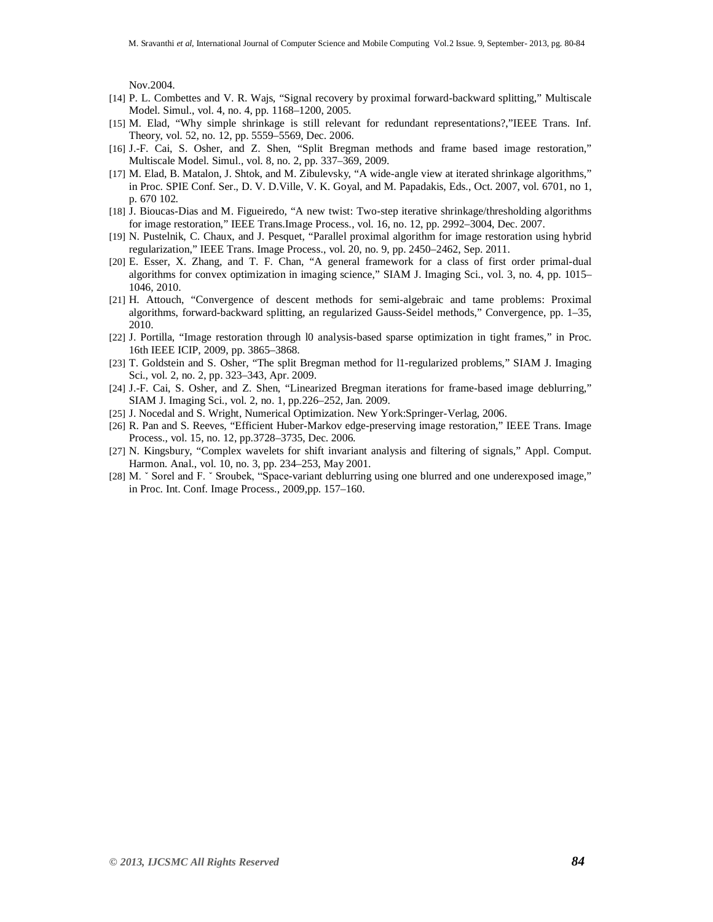Nov.2004.

[14] P. L. Combettes and V. R. Wajs, “Signal recovery by proximal forward-backward splitting,” Multiscale Model. Simul., vol. 4, no. 4, pp. 1168–1200, 2005.

[15] M. Elad, “Why simple shrinkage is still relevant for redundant representations?,”IEEE Trans. Inf. Theory, vol. 52, no. 12, pp. 5559–5569, Dec. 2006.

[16] J.-F. Cai, S. Osher, and Z. Shen, “Split Bregman methods and frame based image restoration,” Multiscale Model. Simul., vol. 8, no. 2, pp. 337–369, 2009.

[17] M. Elad, B. Matalon, J. Shtok, and M. Zibulevsky, “A wide-angle view at iterated shrinkage algorithms,” in Proc. SPIE Conf. Ser., D. V. D.Ville, V. K. Goyal, and M. Papadakis, Eds., Oct. 2007, vol. 6701, no 1, p. 670 102.

[18] J. Bioucas-Dias and M. Figueiredo, “A new twist: Two-step iterative shrinkage/thresholding algorithms for image restoration,” IEEE Trans.Image Process., vol. 16, no. 12, pp. 2992–3004, Dec. 2007.

[19] N. Pustelnik, C. Chaux, and J. Pesquet, “Parallel proximal algorithm for image restoration using hybrid regularization,” IEEE Trans. Image Process., vol. 20, no. 9, pp. 2450–2462, Sep. 2011.

[20] E. Esser, X. Zhang, and T. F. Chan, “A general framework for a class of first order primal-dual algorithms for convex optimization in imaging science,” SIAM J. Imaging Sci., vol. 3, no. 4, pp. 1015–1046, 2010.

[21] H. Attouch, “Convergence of descent methods for semi-algebraic and tame problems: Proximal algorithms, forward-backward splitting, an regularized Gauss-Seidel methods,” Convergence, pp. 1–35, 2010.

[22] J. Portilla, “Image restoration through l0 analysis-based sparse optimization in tight frames,” in Proc. 16th IEEE ICIP, 2009, pp. 3865–3868.

[23] T. Goldstein and S. Osher, “The split Bregman method for l1-regularized problems,” SIAM J. Imaging Sci., vol. 2, no. 2, pp. 323–343, Apr. 2009.

[24] J.-F. Cai, S. Osher, and Z. Shen, “Linearized Bregman iterations for frame-based image deblurring,” SIAM J. Imaging Sci., vol. 2, no. 1, pp.226–252, Jan. 2009.

[25] J. Nocedal and S. Wright, Numerical Optimization. New York:Springer-Verlag, 2006.

[26] R. Pan and S. Reeves, “Efficient Huber-Markov edge-preserving image restoration,” IEEE Trans. Image Process., vol. 15, no. 12, pp.3728–3735, Dec. 2006.

[27] N. Kingsbury, “Complex wavelets for shift invariant analysis and filtering of signals,” Appl. Comput. Harmon. Anal., vol. 10, no. 3, pp. 234–253, May 2001.

[28] M. ˇ Sorel and F. ˇ Sroubek, “Space-variant deblurring using one blurred and one underexposed image,” in Proc. Int. Conf. Image Process., 2009,pp. 157–160.